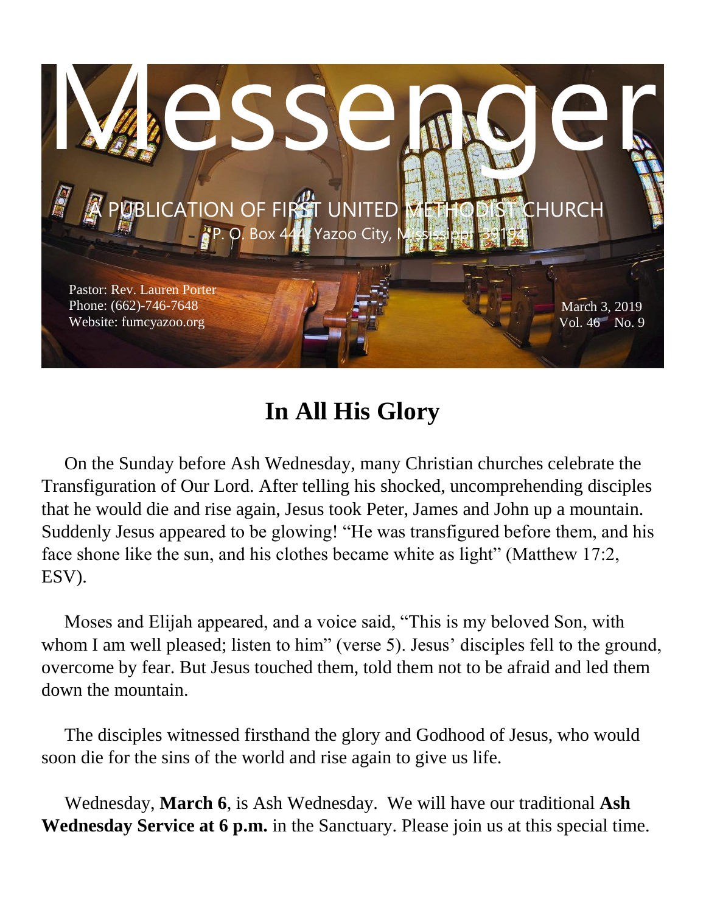# Messenger

A PUBLICATION OF FIRST UNITED METHODIST CHURCH

P. O. Box 444, Yazoo City, Mississippi 39194

Pastor: Rev. Lauren Porter
Phone: (662)-746-7648
Website: fumcyazoo.org

March 3, 2019
Vol. 46 No. 9

## In All His Glory

On the Sunday before Ash Wednesday, many Christian churches celebrate the Transfiguration of Our Lord. After telling his shocked, uncomprehending disciples that he would die and rise again, Jesus took Peter, James and John up a mountain. Suddenly Jesus appeared to be glowing! "He was transfigured before them, and his face shone like the sun, and his clothes became white as light" (Matthew 17:2, ESV).

Moses and Elijah appeared, and a voice said, "This is my beloved Son, with whom I am well pleased; listen to him" (verse 5). Jesus' disciples fell to the ground, overcome by fear. But Jesus touched them, told them not to be afraid and led them down the mountain.

The disciples witnessed firsthand the glory and Godhood of Jesus, who would soon die for the sins of the world and rise again to give us life.

Wednesday, **March 6**, is Ash Wednesday. We will have our traditional **Ash Wednesday Service at 6 p.m.** in the Sanctuary. Please join us at this special time.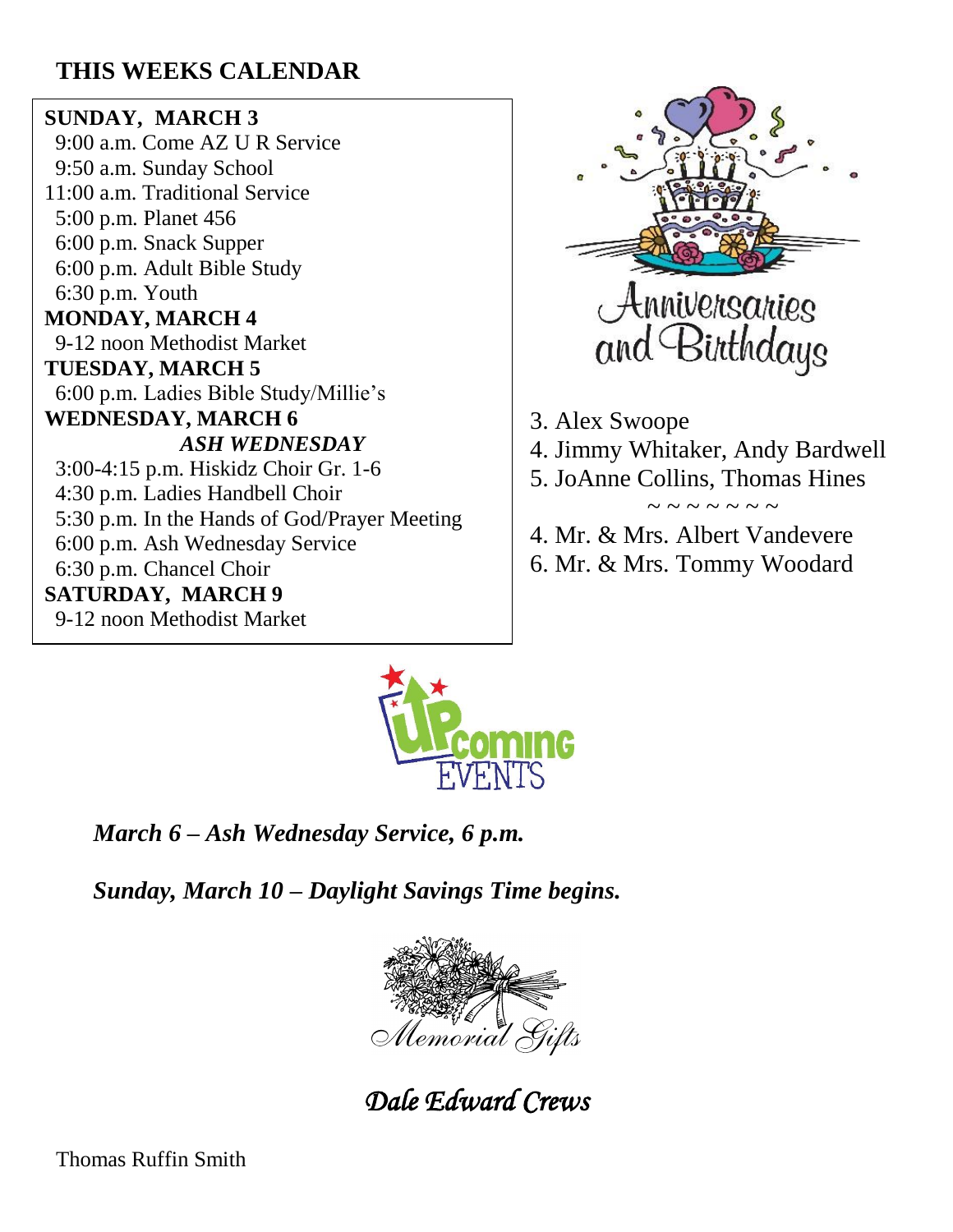## THIS WEEKS CALENDAR

**SUNDAY, MARCH 3**
9:00 a.m. Come AZ U R Service
9:50 a.m. Sunday School
11:00 a.m. Traditional Service
5:00 p.m. Planet 456
6:00 p.m. Snack Supper
6:00 p.m. Adult Bible Study
6:30 p.m. Youth

**MONDAY, MARCH 4**
9-12 noon Methodist Market

**TUESDAY, MARCH 5**
6:00 p.m. Ladies Bible Study/Millie's

**WEDNESDAY, MARCH 6**
***ASH WEDNESDAY***
3:00-4:15 p.m. Hiskidz Choir Gr. 1-6
4:30 p.m. Ladies Handbell Choir
5:30 p.m. In the Hands of God/Prayer Meeting
6:00 p.m. Ash Wednesday Service
6:30 p.m. Chancel Choir

**SATURDAY, MARCH 9**
9-12 noon Methodist Market

## Anniversaries and Birthdays

3. Alex Swoope
4. Jimmy Whitaker, Andy Bardwell
5. JoAnne Collins, Thomas Hines

~ ~ ~ ~ ~ ~ ~ ~

4. Mr. & Mrs. Albert Vandevere
6. Mr. & Mrs. Tommy Woodard

## Upcoming Events

***March 6 – Ash Wednesday Service, 6 p.m.***

***Sunday, March 10 – Daylight Savings Time begins.***

## Memorial Gifts

*Dale Edward Crews*

Thomas Ruffin Smith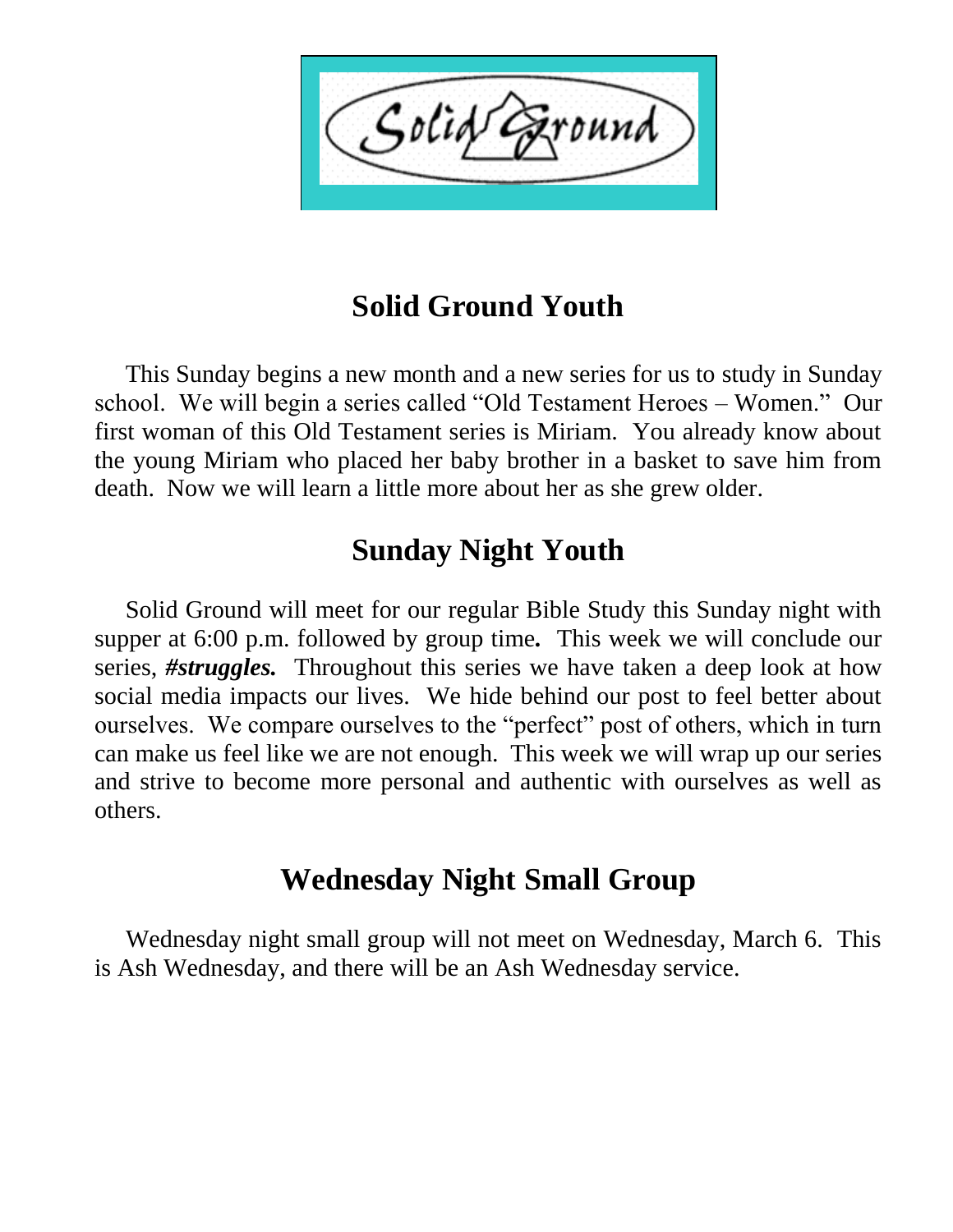## Solid Ground Youth

This Sunday begins a new month and a new series for us to study in Sunday school. We will begin a series called "Old Testament Heroes – Women." Our first woman of this Old Testament series is Miriam. You already know about the young Miriam who placed her baby brother in a basket to save him from death. Now we will learn a little more about her as she grew older.

## Sunday Night Youth

Solid Ground will meet for our regular Bible Study this Sunday night with supper at 6:00 p.m. followed by group time**.** This week we will conclude our series, ***#struggles.*** Throughout this series we have taken a deep look at how social media impacts our lives. We hide behind our post to feel better about ourselves. We compare ourselves to the "perfect" post of others, which in turn can make us feel like we are not enough. This week we will wrap up our series and strive to become more personal and authentic with ourselves as well as others.

## Wednesday Night Small Group

Wednesday night small group will not meet on Wednesday, March 6. This is Ash Wednesday, and there will be an Ash Wednesday service.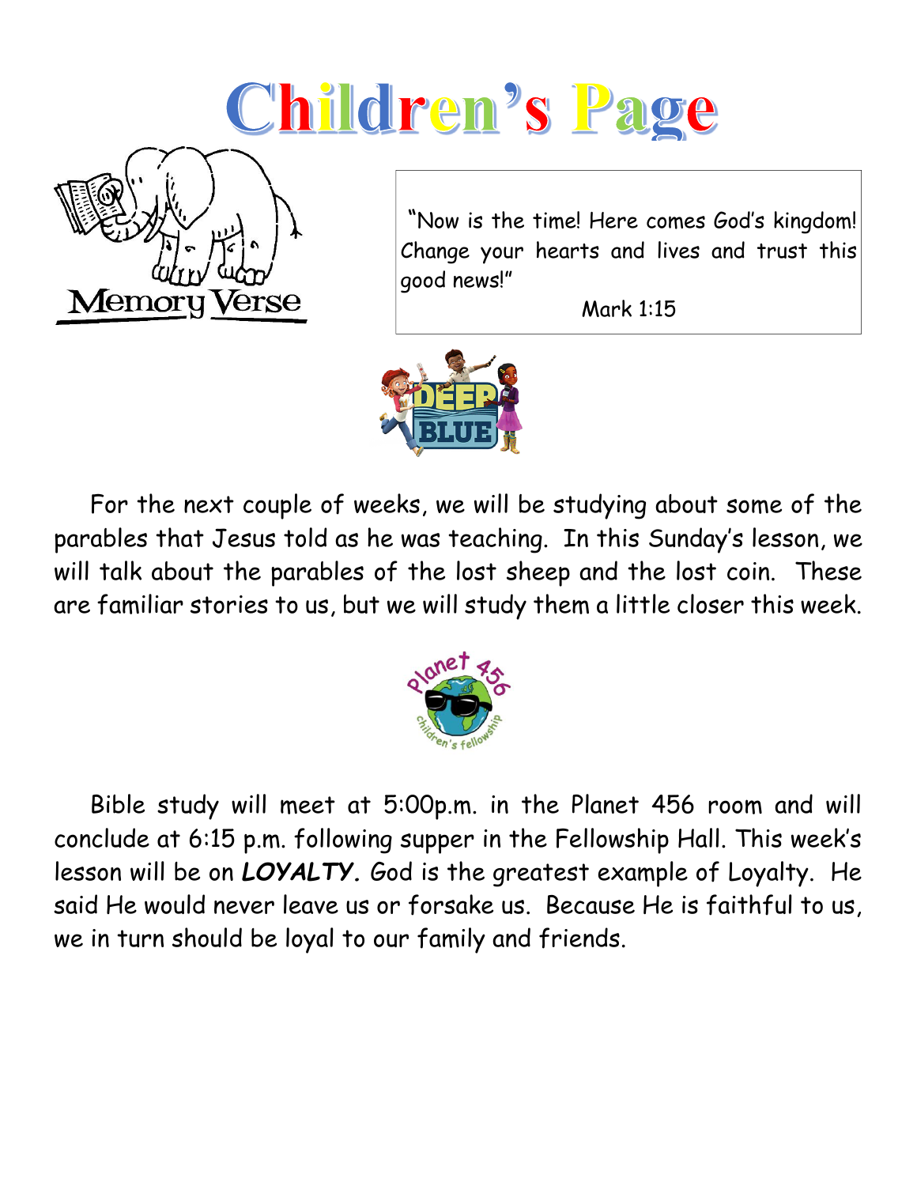# Children's Page

Memory Verse

"Now is the time! Here comes God's kingdom! Change your hearts and lives and trust this good news!"

Mark 1:15

For the next couple of weeks, we will be studying about some of the parables that Jesus told as he was teaching. In this Sunday's lesson, we will talk about the parables of the lost sheep and the lost coin. These are familiar stories to us, but we will study them a little closer this week.

Bible study will meet at 5:00p.m. in the Planet 456 room and will conclude at 6:15 p.m. following supper in the Fellowship Hall. This week's lesson will be on ***LOYALTY.*** God is the greatest example of Loyalty. He said He would never leave us or forsake us. Because He is faithful to us, we in turn should be loyal to our family and friends.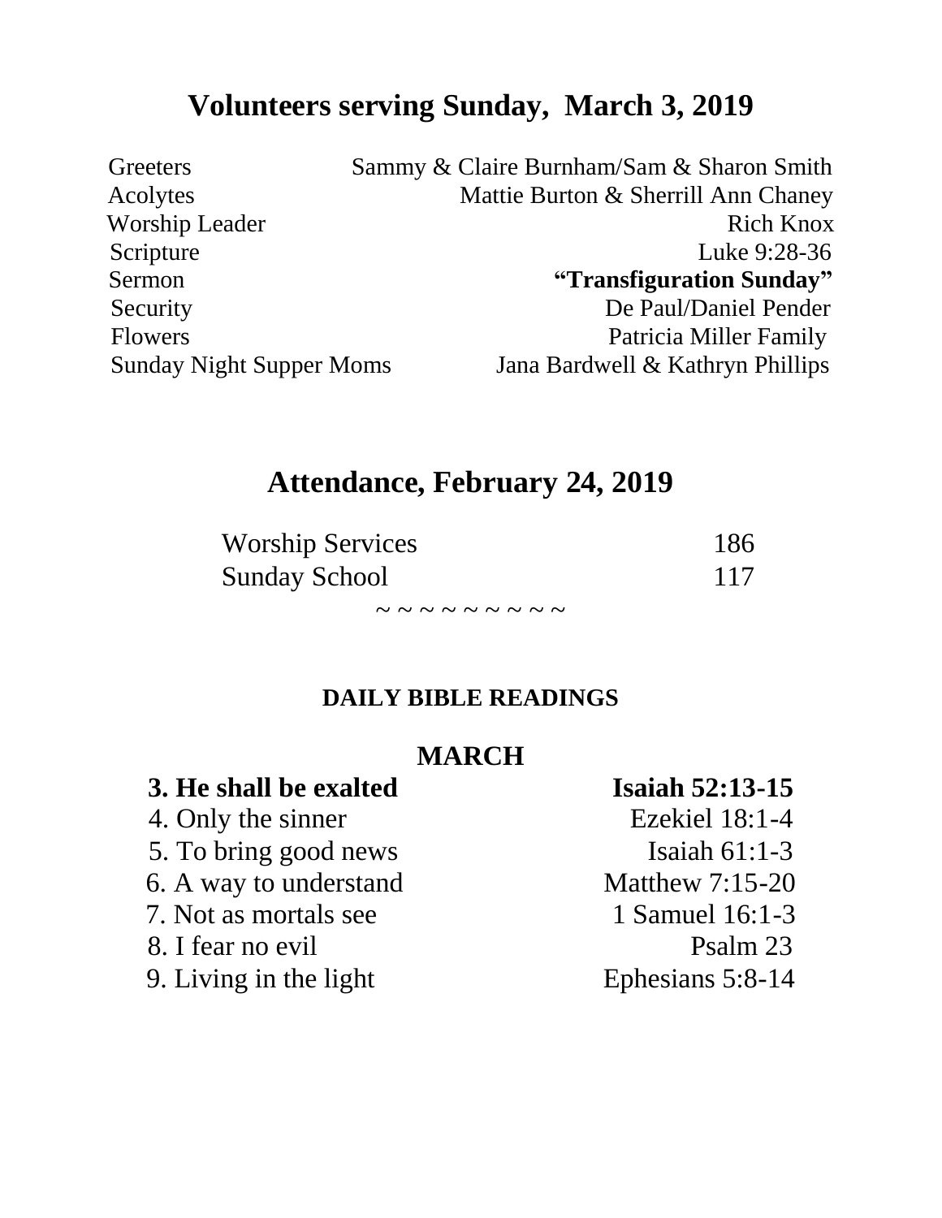## Volunteers serving Sunday, March 3, 2019

| | |
|---|---|
| Greeters | Sammy & Claire Burnham/Sam & Sharon Smith |
| Acolytes | Mattie Burton & Sherrill Ann Chaney |
| Worship Leader | Rich Knox |
| Scripture | Luke 9:28-36 |
| Sermon | **"Transfiguration Sunday"** |
| Security | De Paul/Daniel Pender |
| Flowers | Patricia Miller Family |
| Sunday Night Supper Moms | Jana Bardwell & Kathryn Phillips |

## Attendance, February 24, 2019

| | |
|---|---|
| Worship Services | 186 |
| Sunday School | 117 |

~ ~ ~ ~ ~ ~ ~ ~ ~ ~

### DAILY BIBLE READINGS

## MARCH

| | |
|---|---|
| **3. He shall be exalted** | **Isaiah 52:13-15** |
| 4. Only the sinner | Ezekiel 18:1-4 |
| 5. To bring good news | Isaiah 61:1-3 |
| 6. A way to understand | Matthew 7:15-20 |
| 7. Not as mortals see | 1 Samuel 16:1-3 |
| 8. I fear no evil | Psalm 23 |
| 9. Living in the light | Ephesians 5:8-14 |